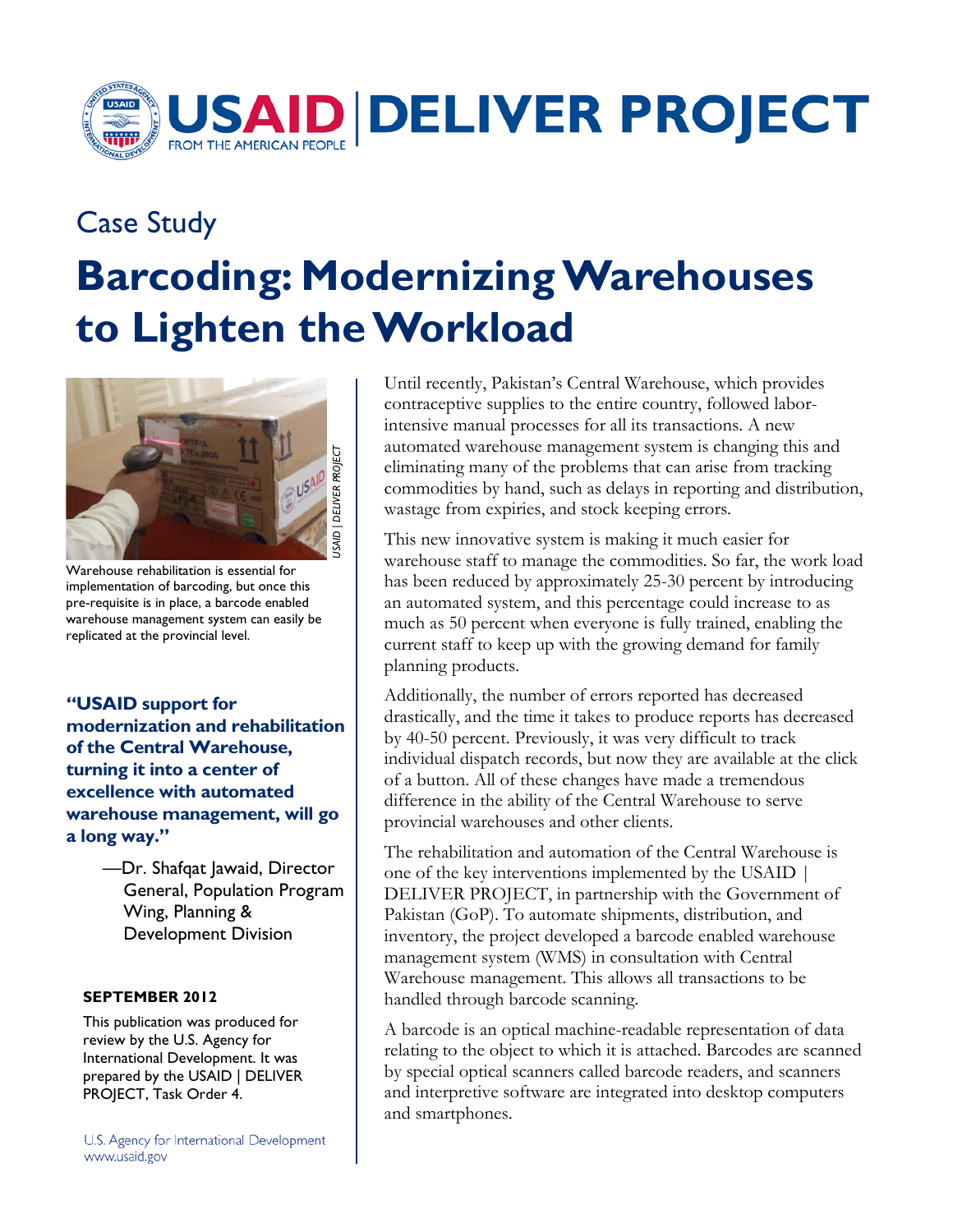# USAID | DELIVER PROJECT

FROM THE AMERICAN PEOPLE

## Case Study

# Barcoding: Modernizing Warehouses to Lighten the Workload

USAID | DELIVER PROJECT

Warehouse rehabilitation is essential for implementation of barcoding, but once this pre-requisite is in place, a barcode enabled warehouse management system can easily be replicated at the provincial level.

**"USAID support for modernization and rehabilitation of the Central Warehouse, turning it into a center of excellence with automated warehouse management, will go a long way."**

—Dr. Shafqat Jawaid, Director General, Population Program Wing, Planning & Development Division

**SEPTEMBER 2012**

This publication was produced for review by the U.S. Agency for International Development. It was prepared by the USAID | DELIVER PROJECT, Task Order 4.

U.S. Agency for International Development
www.usaid.gov

Until recently, Pakistan's Central Warehouse, which provides contraceptive supplies to the entire country, followed labor-intensive manual processes for all its transactions. A new automated warehouse management system is changing this and eliminating many of the problems that can arise from tracking commodities by hand, such as delays in reporting and distribution, wastage from expiries, and stock keeping errors.

This new innovative system is making it much easier for warehouse staff to manage the commodities. So far, the work load has been reduced by approximately 25-30 percent by introducing an automated system, and this percentage could increase to as much as 50 percent when everyone is fully trained, enabling the current staff to keep up with the growing demand for family planning products.

Additionally, the number of errors reported has decreased drastically, and the time it takes to produce reports has decreased by 40-50 percent. Previously, it was very difficult to track individual dispatch records, but now they are available at the click of a button. All of these changes have made a tremendous difference in the ability of the Central Warehouse to serve provincial warehouses and other clients.

The rehabilitation and automation of the Central Warehouse is one of the key interventions implemented by the USAID | DELIVER PROJECT, in partnership with the Government of Pakistan (GoP). To automate shipments, distribution, and inventory, the project developed a barcode enabled warehouse management system (WMS) in consultation with Central Warehouse management. This allows all transactions to be handled through barcode scanning.

A barcode is an optical machine-readable representation of data relating to the object to which it is attached. Barcodes are scanned by special optical scanners called barcode readers, and scanners and interpretive software are integrated into desktop computers and smartphones.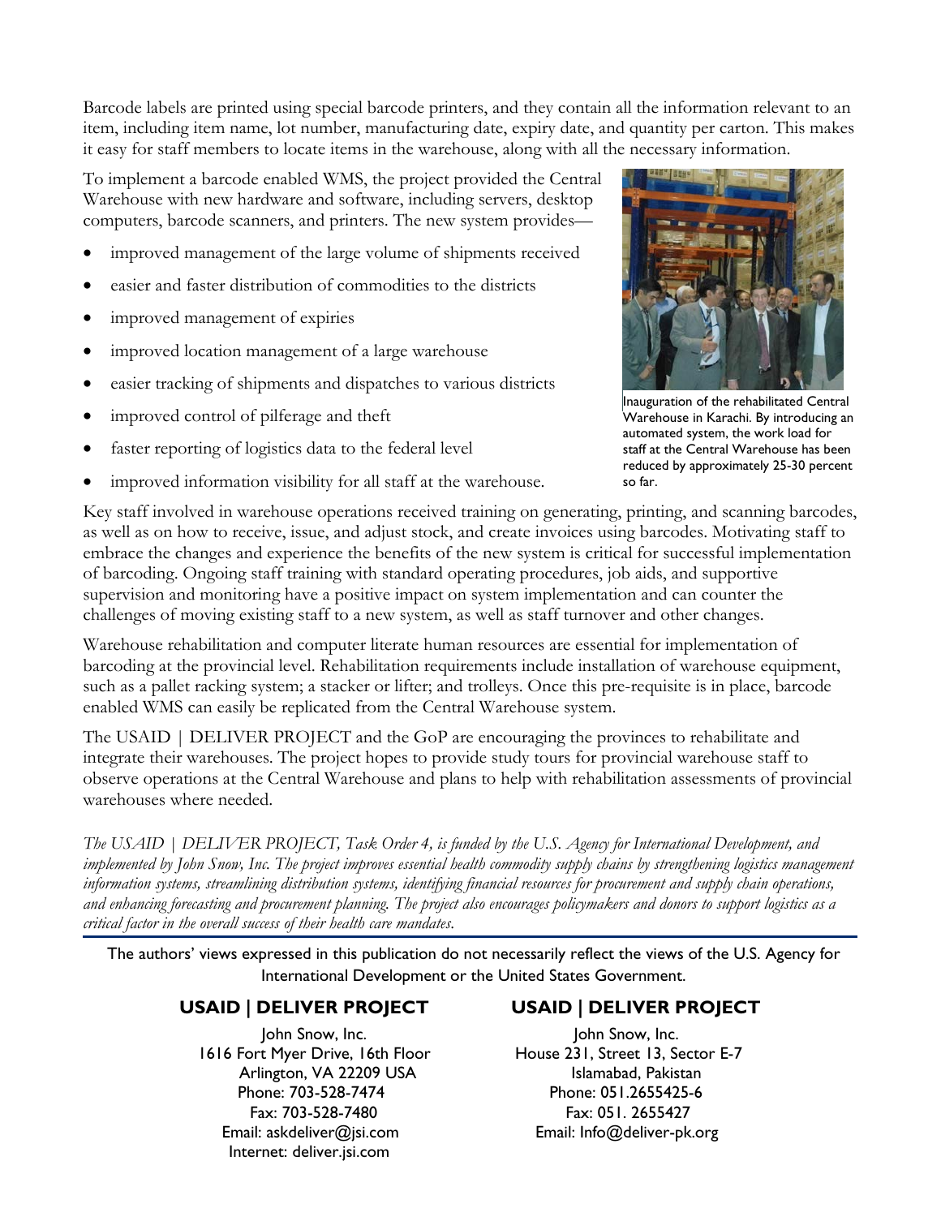Barcode labels are printed using special barcode printers, and they contain all the information relevant to an item, including item name, lot number, manufacturing date, expiry date, and quantity per carton. This makes it easy for staff members to locate items in the warehouse, along with all the necessary information.

To implement a barcode enabled WMS, the project provided the Central Warehouse with new hardware and software, including servers, desktop computers, barcode scanners, and printers. The new system provides—

- improved management of the large volume of shipments received
- easier and faster distribution of commodities to the districts
- improved management of expiries
- improved location management of a large warehouse
- easier tracking of shipments and dispatches to various districts
- improved control of pilferage and theft
- faster reporting of logistics data to the federal level
- improved information visibility for all staff at the warehouse.

Inauguration of the rehabilitated Central Warehouse in Karachi. By introducing an automated system, the work load for staff at the Central Warehouse has been reduced by approximately 25-30 percent so far.

Key staff involved in warehouse operations received training on generating, printing, and scanning barcodes, as well as on how to receive, issue, and adjust stock, and create invoices using barcodes. Motivating staff to embrace the changes and experience the benefits of the new system is critical for successful implementation of barcoding. Ongoing staff training with standard operating procedures, job aids, and supportive supervision and monitoring have a positive impact on system implementation and can counter the challenges of moving existing staff to a new system, as well as staff turnover and other changes.

Warehouse rehabilitation and computer literate human resources are essential for implementation of barcoding at the provincial level. Rehabilitation requirements include installation of warehouse equipment, such as a pallet racking system; a stacker or lifter; and trolleys. Once this pre-requisite is in place, barcode enabled WMS can easily be replicated from the Central Warehouse system.

The USAID | DELIVER PROJECT and the GoP are encouraging the provinces to rehabilitate and integrate their warehouses. The project hopes to provide study tours for provincial warehouse staff to observe operations at the Central Warehouse and plans to help with rehabilitation assessments of provincial warehouses where needed.

*The USAID | DELIVER PROJECT, Task Order 4, is funded by the U.S. Agency for International Development, and implemented by John Snow, Inc. The project improves essential health commodity supply chains by strengthening logistics management information systems, streamlining distribution systems, identifying financial resources for procurement and supply chain operations, and enhancing forecasting and procurement planning. The project also encourages policymakers and donors to support logistics as a critical factor in the overall success of their health care mandates.*

The authors' views expressed in this publication do not necessarily reflect the views of the U.S. Agency for International Development or the United States Government.

**USAID | DELIVER PROJECT**

John Snow, Inc.
1616 Fort Myer Drive, 16th Floor
Arlington, VA 22209 USA
Phone: 703-528-7474
Fax: 703-528-7480
Email: askdeliver@jsi.com
Internet: deliver.jsi.com

**USAID | DELIVER PROJECT**

John Snow, Inc.
House 231, Street 13, Sector E-7
Islamabad, Pakistan
Phone: 051.2655425-6
Fax: 051. 2655427
Email: Info@deliver-pk.org